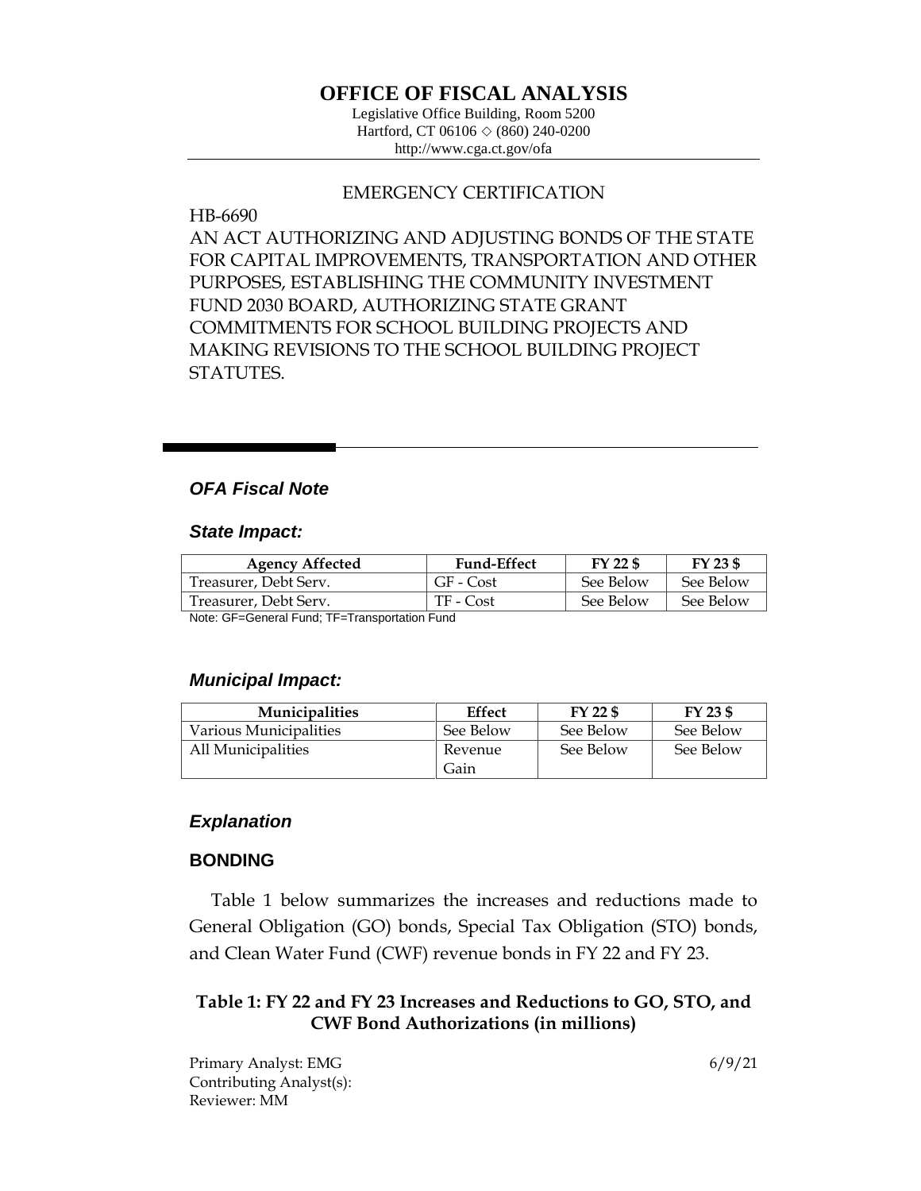# OFFICE OF FISCAL ANALYSIS

Legislative Office Building, Room 5200
Hartford, CT 06106 ◇ (860) 240-0200
http://www.cga.ct.gov/ofa

EMERGENCY CERTIFICATION

HB-6690

AN ACT AUTHORIZING AND ADJUSTING BONDS OF THE STATE FOR CAPITAL IMPROVEMENTS, TRANSPORTATION AND OTHER PURPOSES, ESTABLISHING THE COMMUNITY INVESTMENT FUND 2030 BOARD, AUTHORIZING STATE GRANT COMMITMENTS FOR SCHOOL BUILDING PROJECTS AND MAKING REVISIONS TO THE SCHOOL BUILDING PROJECT STATUTES.

## *OFA Fiscal Note*

### *State Impact:*

| Agency Affected | Fund-Effect | FY 22 $ | FY 23 $ |
|---|---|---|---|
| Treasurer, Debt Serv. | GF - Cost | See Below | See Below |
| Treasurer, Debt Serv. | TF - Cost | See Below | See Below |

Note: GF=General Fund; TF=Transportation Fund

### *Municipal Impact:*

| Municipalities | Effect | FY 22 $ | FY 23 $ |
|---|---|---|---|
| Various Municipalities | See Below | See Below | See Below |
| All Municipalities | Revenue Gain | See Below | See Below |

### *Explanation*

#### BONDING

Table 1 below summarizes the increases and reductions made to General Obligation (GO) bonds, Special Tax Obligation (STO) bonds, and Clean Water Fund (CWF) revenue bonds in FY 22 and FY 23.

**Table 1: FY 22 and FY 23 Increases and Reductions to GO, STO, and CWF Bond Authorizations (in millions)**

Primary Analyst: EMG
Contributing Analyst(s):
Reviewer: MM

6/9/21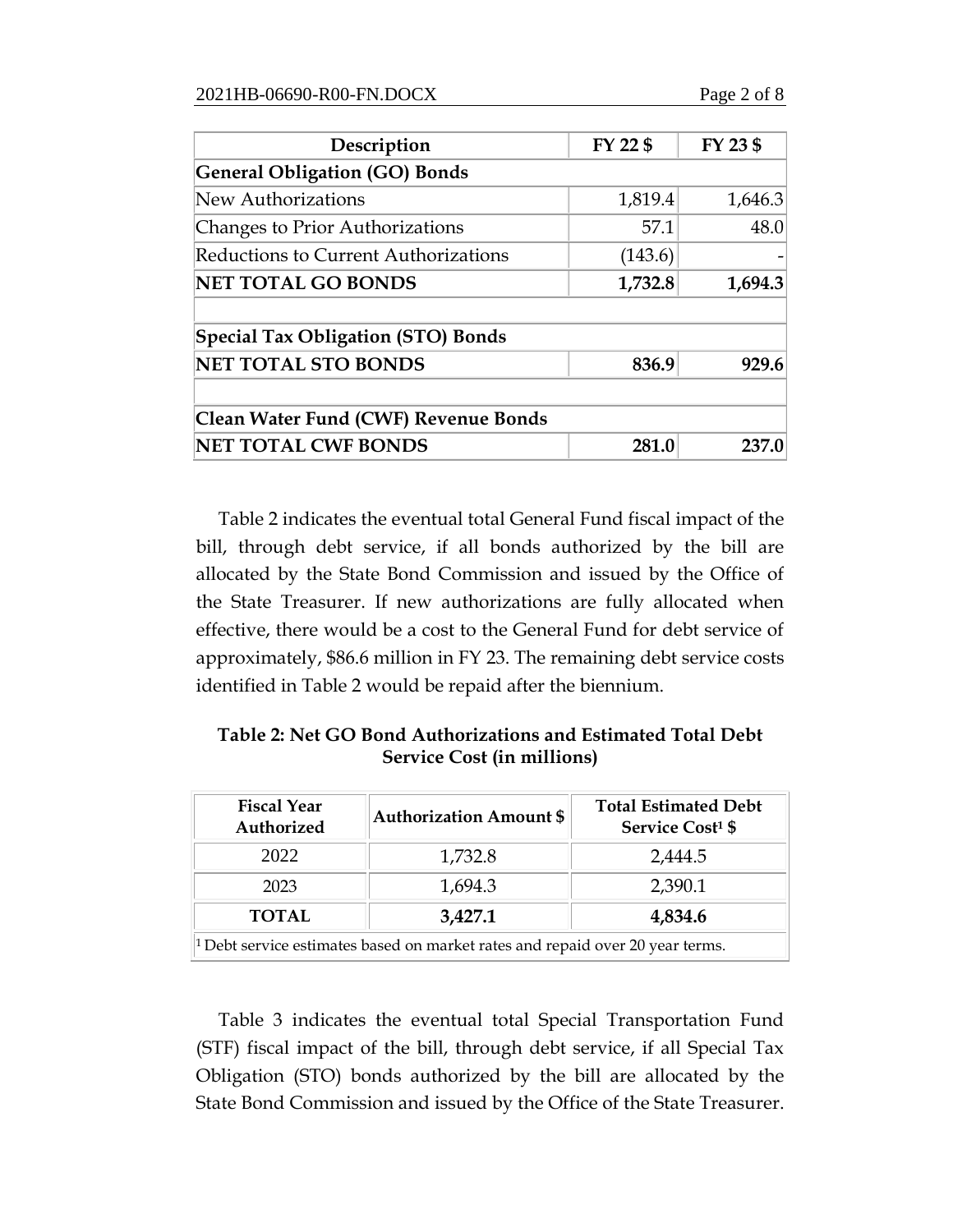| Description | FY 22 $ | FY 23 $ |
|---|---|---|
| **General Obligation (GO) Bonds** | | |
| New Authorizations | 1,819.4 | 1,646.3 |
| Changes to Prior Authorizations | 57.1 | 48.0 |
| Reductions to Current Authorizations | (143.6) | - |
| **NET TOTAL GO BONDS** | **1,732.8** | **1,694.3** |
| | | |
| **Special Tax Obligation (STO) Bonds** | | |
| **NET TOTAL STO BONDS** | **836.9** | **929.6** |
| | | |
| **Clean Water Fund (CWF) Revenue Bonds** | | |
| **NET TOTAL CWF BONDS** | **281.0** | **237.0** |

Table 2 indicates the eventual total General Fund fiscal impact of the bill, through debt service, if all bonds authorized by the bill are allocated by the State Bond Commission and issued by the Office of the State Treasurer. If new authorizations are fully allocated when effective, there would be a cost to the General Fund for debt service of approximately, $86.6 million in FY 23. The remaining debt service costs identified in Table 2 would be repaid after the biennium.

**Table 2: Net GO Bond Authorizations and Estimated Total Debt Service Cost (in millions)**

| Fiscal Year Authorized | Authorization Amount $ | Total Estimated Debt Service Cost[1] $ |
|---|---|---|
| 2022 | 1,732.8 | 2,444.5 |
| 2023 | 1,694.3 | 2,390.1 |
| **TOTAL** | **3,427.1** | **4,834.6** |

[1] Debt service estimates based on market rates and repaid over 20 year terms.

Table 3 indicates the eventual total Special Transportation Fund (STF) fiscal impact of the bill, through debt service, if all Special Tax Obligation (STO) bonds authorized by the bill are allocated by the State Bond Commission and issued by the Office of the State Treasurer.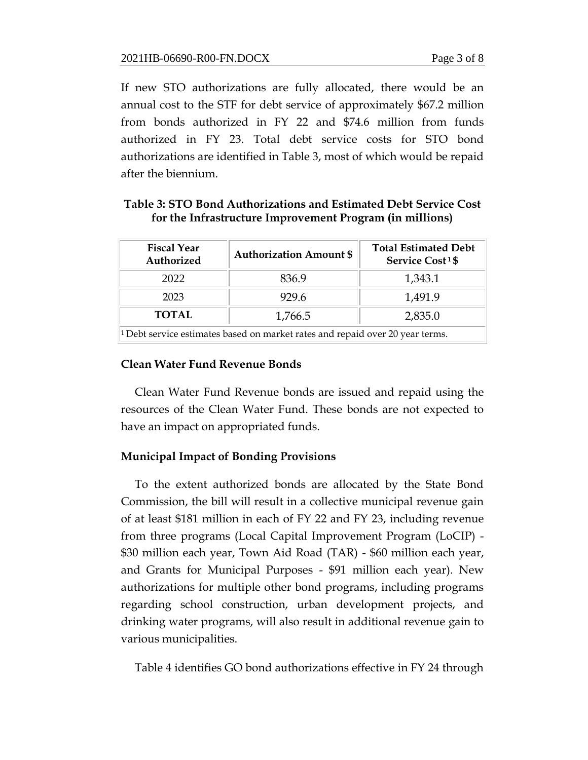If new STO authorizations are fully allocated, there would be an annual cost to the STF for debt service of approximately $67.2 million from bonds authorized in FY 22 and $74.6 million from funds authorized in FY 23. Total debt service costs for STO bond authorizations are identified in Table 3, most of which would be repaid after the biennium.

**Table 3: STO Bond Authorizations and Estimated Debt Service Cost for the Infrastructure Improvement Program (in millions)**

| Fiscal Year Authorized | Authorization Amount $ | Total Estimated Debt Service Cost[1] $ |
|---|---|---|
| 2022 | 836.9 | 1,343.1 |
| 2023 | 929.6 | 1,491.9 |
| **TOTAL** | 1,766.5 | 2,835.0 |

[1] Debt service estimates based on market rates and repaid over 20 year terms.

### Clean Water Fund Revenue Bonds

Clean Water Fund Revenue bonds are issued and repaid using the resources of the Clean Water Fund. These bonds are not expected to have an impact on appropriated funds.

### Municipal Impact of Bonding Provisions

To the extent authorized bonds are allocated by the State Bond Commission, the bill will result in a collective municipal revenue gain of at least $181 million in each of FY 22 and FY 23, including revenue from three programs (Local Capital Improvement Program (LoCIP) - $30 million each year, Town Aid Road (TAR) - $60 million each year, and Grants for Municipal Purposes - $91 million each year). New authorizations for multiple other bond programs, including programs regarding school construction, urban development projects, and drinking water programs, will also result in additional revenue gain to various municipalities.

Table 4 identifies GO bond authorizations effective in FY 24 through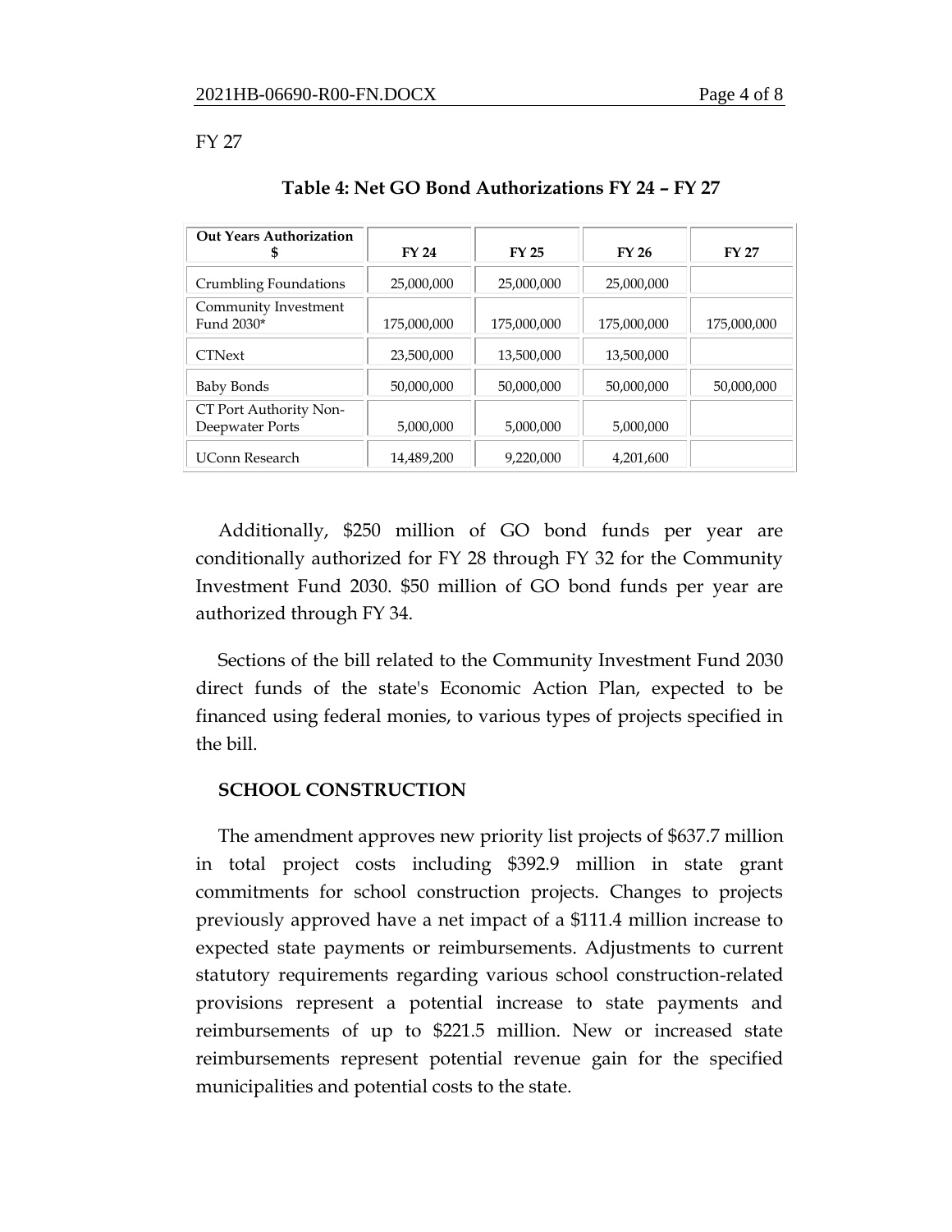FY 27

**Table 4: Net GO Bond Authorizations FY 24 – FY 27**

| Out Years Authorization $ | FY 24 | FY 25 | FY 26 | FY 27 |
|---|---|---|---|---|
| Crumbling Foundations | 25,000,000 | 25,000,000 | 25,000,000 | |
| Community Investment Fund 2030* | 175,000,000 | 175,000,000 | 175,000,000 | 175,000,000 |
| CTNext | 23,500,000 | 13,500,000 | 13,500,000 | |
| Baby Bonds | 50,000,000 | 50,000,000 | 50,000,000 | 50,000,000 |
| CT Port Authority Non-Deepwater Ports | 5,000,000 | 5,000,000 | 5,000,000 | |
| UConn Research | 14,489,200 | 9,220,000 | 4,201,600 | |

Additionally, $250 million of GO bond funds per year are conditionally authorized for FY 28 through FY 32 for the Community Investment Fund 2030. $50 million of GO bond funds per year are authorized through FY 34.

Sections of the bill related to the Community Investment Fund 2030 direct funds of the state's Economic Action Plan, expected to be financed using federal monies, to various types of projects specified in the bill.

**SCHOOL CONSTRUCTION**

The amendment approves new priority list projects of $637.7 million in total project costs including $392.9 million in state grant commitments for school construction projects. Changes to projects previously approved have a net impact of a $111.4 million increase to expected state payments or reimbursements. Adjustments to current statutory requirements regarding various school construction-related provisions represent a potential increase to state payments and reimbursements of up to $221.5 million. New or increased state reimbursements represent potential revenue gain for the specified municipalities and potential costs to the state.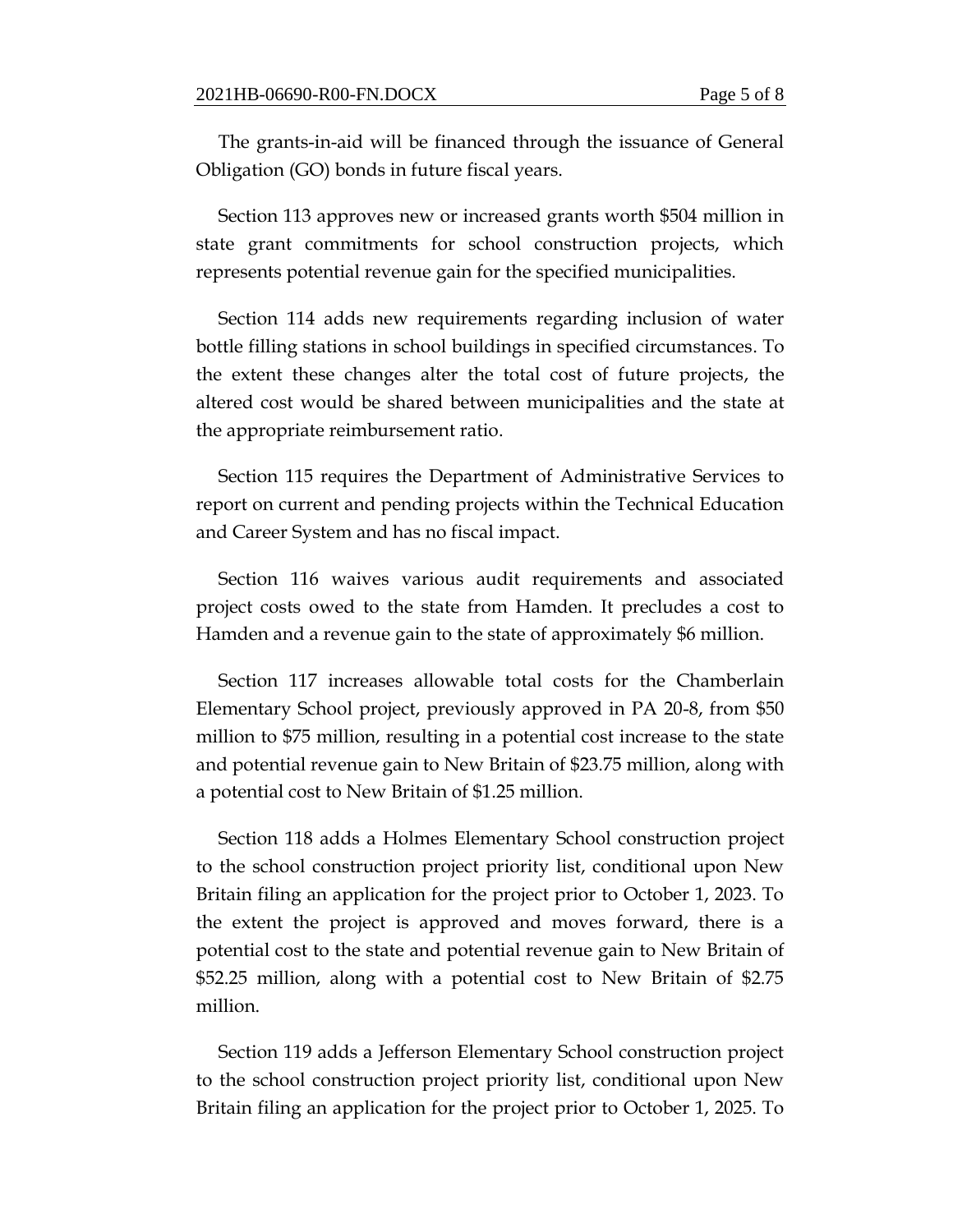The grants-in-aid will be financed through the issuance of General Obligation (GO) bonds in future fiscal years.

Section 113 approves new or increased grants worth $504 million in state grant commitments for school construction projects, which represents potential revenue gain for the specified municipalities.

Section 114 adds new requirements regarding inclusion of water bottle filling stations in school buildings in specified circumstances. To the extent these changes alter the total cost of future projects, the altered cost would be shared between municipalities and the state at the appropriate reimbursement ratio.

Section 115 requires the Department of Administrative Services to report on current and pending projects within the Technical Education and Career System and has no fiscal impact.

Section 116 waives various audit requirements and associated project costs owed to the state from Hamden. It precludes a cost to Hamden and a revenue gain to the state of approximately $6 million.

Section 117 increases allowable total costs for the Chamberlain Elementary School project, previously approved in PA 20-8, from $50 million to $75 million, resulting in a potential cost increase to the state and potential revenue gain to New Britain of $23.75 million, along with a potential cost to New Britain of $1.25 million.

Section 118 adds a Holmes Elementary School construction project to the school construction project priority list, conditional upon New Britain filing an application for the project prior to October 1, 2023. To the extent the project is approved and moves forward, there is a potential cost to the state and potential revenue gain to New Britain of $52.25 million, along with a potential cost to New Britain of $2.75 million.

Section 119 adds a Jefferson Elementary School construction project to the school construction project priority list, conditional upon New Britain filing an application for the project prior to October 1, 2025. To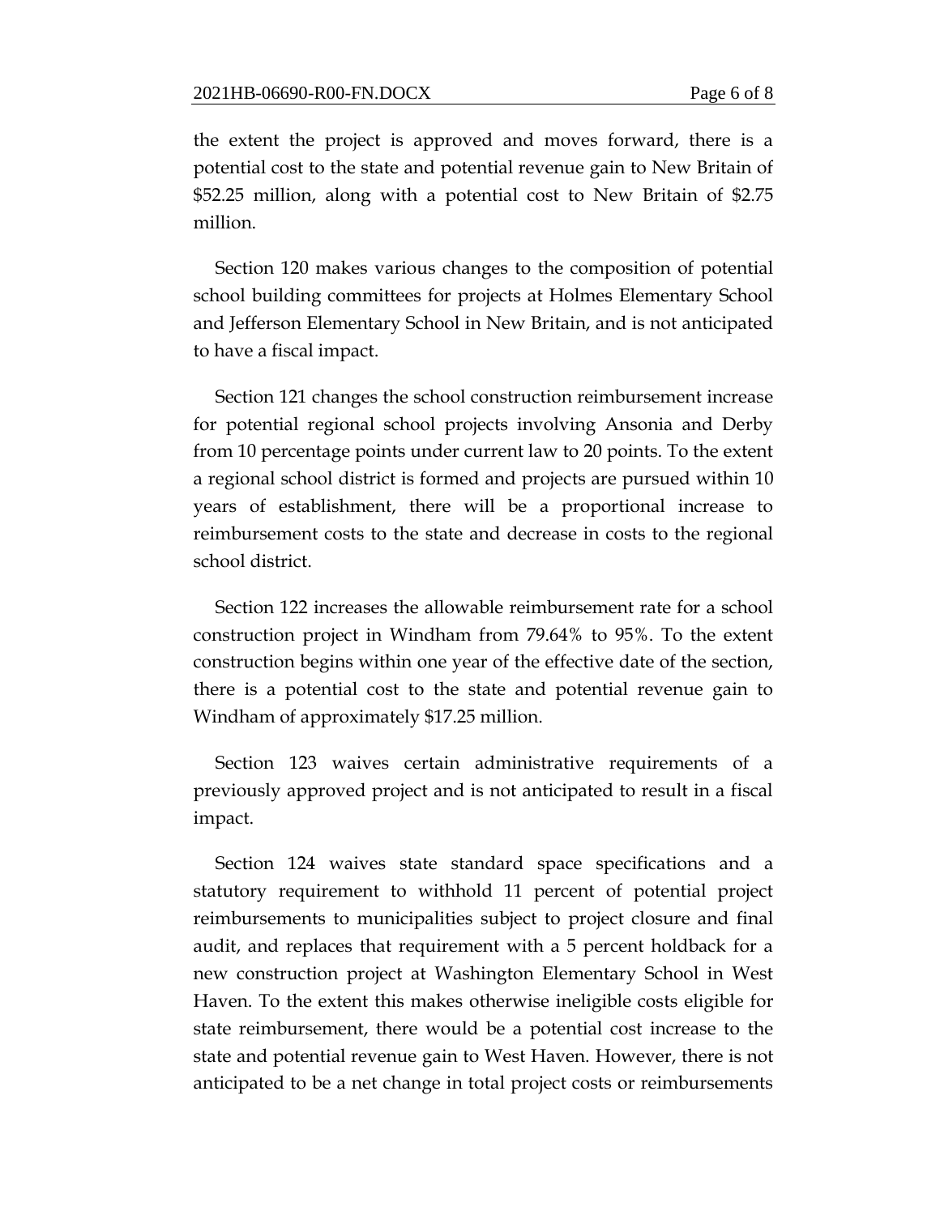the extent the project is approved and moves forward, there is a potential cost to the state and potential revenue gain to New Britain of $52.25 million, along with a potential cost to New Britain of $2.75 million.

Section 120 makes various changes to the composition of potential school building committees for projects at Holmes Elementary School and Jefferson Elementary School in New Britain, and is not anticipated to have a fiscal impact.

Section 121 changes the school construction reimbursement increase for potential regional school projects involving Ansonia and Derby from 10 percentage points under current law to 20 points. To the extent a regional school district is formed and projects are pursued within 10 years of establishment, there will be a proportional increase to reimbursement costs to the state and decrease in costs to the regional school district.

Section 122 increases the allowable reimbursement rate for a school construction project in Windham from 79.64% to 95%. To the extent construction begins within one year of the effective date of the section, there is a potential cost to the state and potential revenue gain to Windham of approximately $17.25 million.

Section 123 waives certain administrative requirements of a previously approved project and is not anticipated to result in a fiscal impact.

Section 124 waives state standard space specifications and a statutory requirement to withhold 11 percent of potential project reimbursements to municipalities subject to project closure and final audit, and replaces that requirement with a 5 percent holdback for a new construction project at Washington Elementary School in West Haven. To the extent this makes otherwise ineligible costs eligible for state reimbursement, there would be a potential cost increase to the state and potential revenue gain to West Haven. However, there is not anticipated to be a net change in total project costs or reimbursements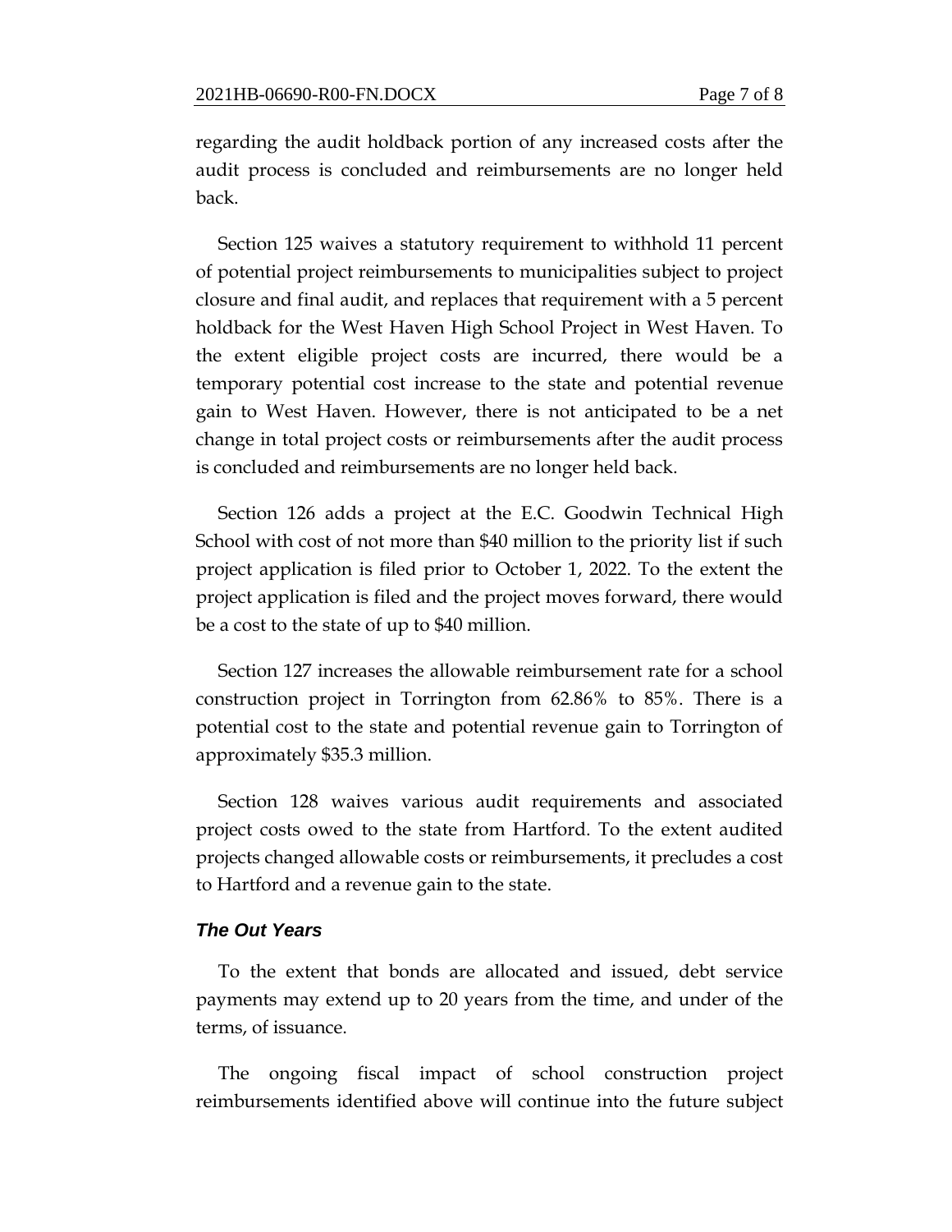regarding the audit holdback portion of any increased costs after the audit process is concluded and reimbursements are no longer held back.

Section 125 waives a statutory requirement to withhold 11 percent of potential project reimbursements to municipalities subject to project closure and final audit, and replaces that requirement with a 5 percent holdback for the West Haven High School Project in West Haven. To the extent eligible project costs are incurred, there would be a temporary potential cost increase to the state and potential revenue gain to West Haven. However, there is not anticipated to be a net change in total project costs or reimbursements after the audit process is concluded and reimbursements are no longer held back.

Section 126 adds a project at the E.C. Goodwin Technical High School with cost of not more than $40 million to the priority list if such project application is filed prior to October 1, 2022. To the extent the project application is filed and the project moves forward, there would be a cost to the state of up to $40 million.

Section 127 increases the allowable reimbursement rate for a school construction project in Torrington from 62.86% to 85%. There is a potential cost to the state and potential revenue gain to Torrington of approximately $35.3 million.

Section 128 waives various audit requirements and associated project costs owed to the state from Hartford. To the extent audited projects changed allowable costs or reimbursements, it precludes a cost to Hartford and a revenue gain to the state.

### *The Out Years*

To the extent that bonds are allocated and issued, debt service payments may extend up to 20 years from the time, and under of the terms, of issuance.

The ongoing fiscal impact of school construction project reimbursements identified above will continue into the future subject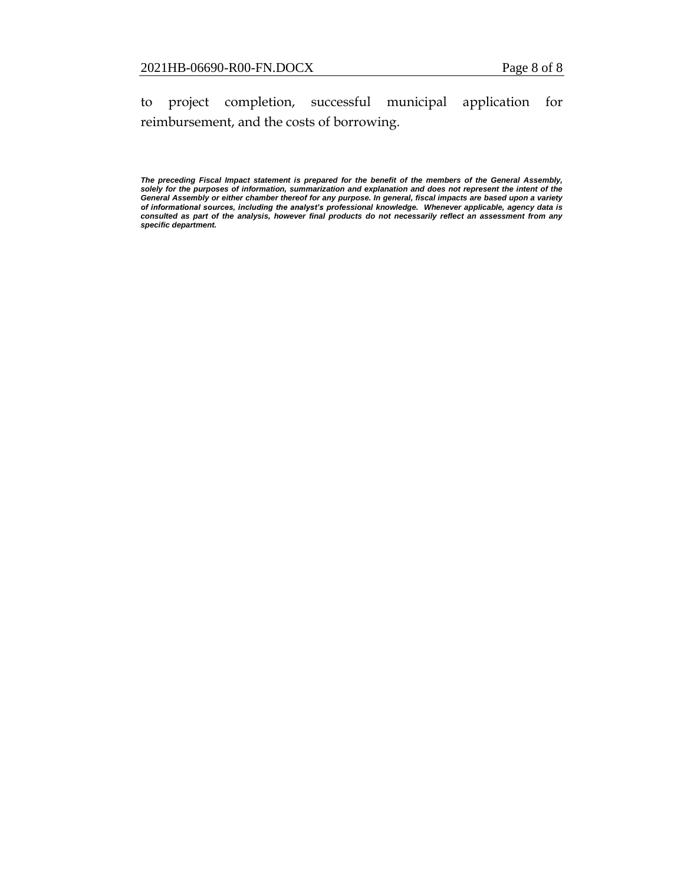to project completion, successful municipal application for reimbursement, and the costs of borrowing.

***The preceding Fiscal Impact statement is prepared for the benefit of the members of the General Assembly, solely for the purposes of information, summarization and explanation and does not represent the intent of the General Assembly or either chamber thereof for any purpose. In general, fiscal impacts are based upon a variety of informational sources, including the analyst's professional knowledge. Whenever applicable, agency data is consulted as part of the analysis, however final products do not necessarily reflect an assessment from any specific department.***